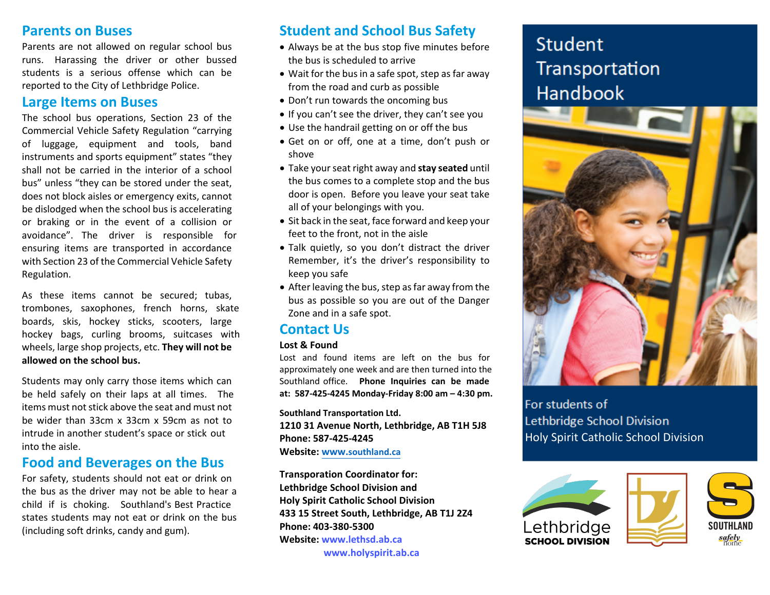## Parents on Buses

Parents are not allowed on regular school bus runs. Harassing the driver or other bussed students is a serious offense which can be reported to the City of Lethbridge Police.

## Large Items on Buses

The school bus operations, Section 23 of the Commercial Vehicle Safety Regulation "carrying of luggage, equipment and tools, band instruments and sports equipment" states "they shall not be carried in the interior of a school bus" unless "they can be stored under the seat, does not block aisles or emergency exits, cannot be dislodged when the school bus is accelerating or braking or in the event of a collision or avoidance". The driver is responsible for ensuring items are transported in accordance with Section 23 of the Commercial Vehicle Safety Regulation.

As these items cannot be secured; tubas, trombones, saxophones, french horns, skate boards, skis, hockey sticks, scooters, large hockey bags, curling brooms, suitcases with wheels, large shop projects, etc. **They will not be allowed on the school bus.**

Students may only carry those items which can be held safely on their laps at all times. The items must not stick above the seat and must not be wider than 33cm x 33cm x 59cm as not to intrude in another student's space or stick out into the aisle.

## Food and Beverages on the Bus

For safety, students should not eat or drink on the bus as the driver may not be able to hear a child if is choking. Southland's Best Practice states students may not eat or drink on the bus (including soft drinks, candy and gum).

## Student and School Bus Safety

- Always be at the bus stop five minutes before the bus is scheduled to arrive
- Wait for the bus in a safe spot, step as far away from the road and curb as possible
- Don't run towards the oncoming bus
- If you can't see the driver, they can't see you
- Use the handrail getting on or off the bus
- Get on or off, one at a time, don't push or shove
- Take your seat right away and **stay seated** until the bus comes to a complete stop and the bus door is open. Before you leave your seat take all of your belongings with you.
- Sit back in the seat, face forward and keep your feet to the front, not in the aisle
- Talk quietly, so you don't distract the driver Remember, it's the driver's responsibility to keep you safe
- After leaving the bus, step as far away from the bus as possible so you are out of the Danger Zone and in a safe spot.

## Contact Us

**Lost & Found**

Lost and found items are left on the bus for approximately one week and are then turned into the Southland office. **Phone Inquiries can be made at: 587-425-4245 Monday-Friday 8:00 am – 4:30 pm.**

**Southland Transportation Ltd.**
**1210 31 Avenue North, Lethbridge, AB T1H 5J8**
**Phone: 587-425-4245**
**Website: www.southland.ca**

**Transporation Coordinator for:**
**Lethbridge School Division and**
**Holy Spirit Catholic School Division**
**433 15 Street South, Lethbridge, AB T1J 2Z4**
**Phone: 403-380-5300**
**Website: www.lethsd.ab.ca**
**www.holyspirit.ab.ca**

# Student Transportation Handbook

For students of
Lethbridge School Division
Holy Spirit Catholic School Division

Lethbridge SCHOOL DIVISION

SOUTHLAND safely home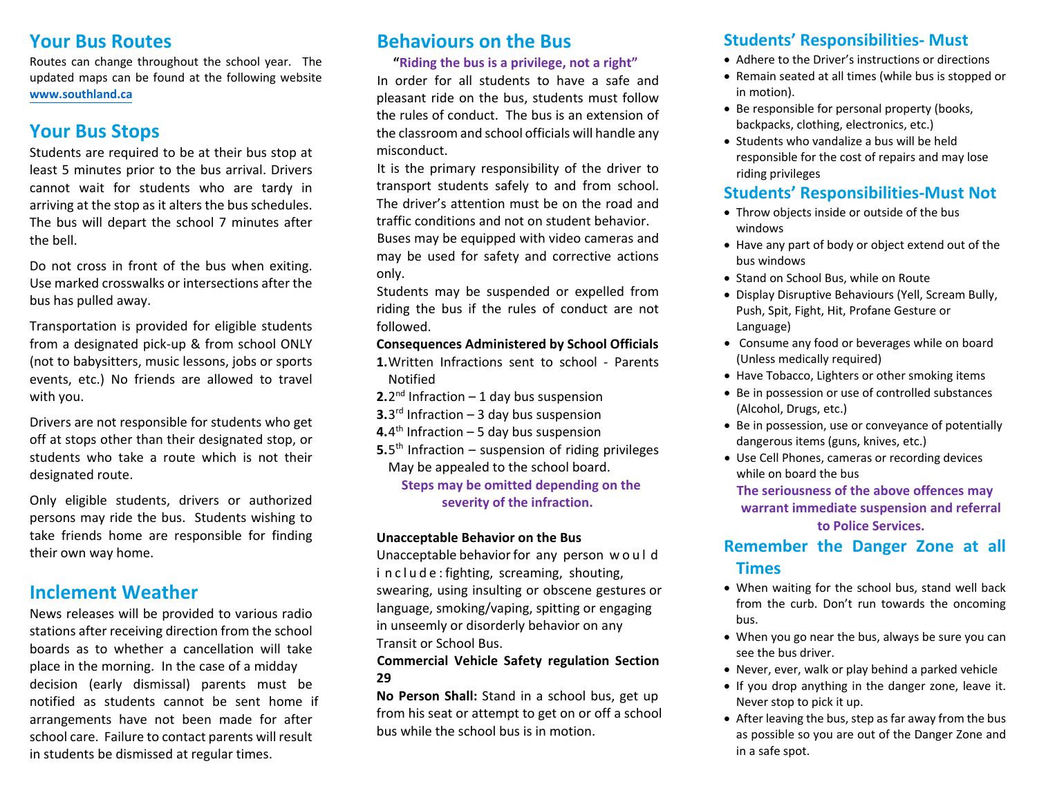## Your Bus Routes

Routes can change throughout the school year. The updated maps can be found at the following website [www.southland.ca](http://www.southland.ca)

## Your Bus Stops

Students are required to be at their bus stop at least 5 minutes prior to the bus arrival. Drivers cannot wait for students who are tardy in arriving at the stop as it alters the bus schedules. The bus will depart the school 7 minutes after the bell.

Do not cross in front of the bus when exiting. Use marked crosswalks or intersections after the bus has pulled away.

Transportation is provided for eligible students from a designated pick-up & from school ONLY (not to babysitters, music lessons, jobs or sports events, etc.) No friends are allowed to travel with you.

Drivers are not responsible for students who get off at stops other than their designated stop, or students who take a route which is not their designated route.

Only eligible students, drivers or authorized persons may ride the bus. Students wishing to take friends home are responsible for finding their own way home.

## Inclement Weather

News releases will be provided to various radio stations after receiving direction from the school boards as to whether a cancellation will take place in the morning. In the case of a midday decision (early dismissal) parents must be notified as students cannot be sent home if arrangements have not been made for after school care. Failure to contact parents will result in students be dismissed at regular times.

## Behaviours on the Bus

**"Riding the bus is a privilege, not a right"**

In order for all students to have a safe and pleasant ride on the bus, students must follow the rules of conduct. The bus is an extension of the classroom and school officials will handle any misconduct.

It is the primary responsibility of the driver to transport students safely to and from school. The driver's attention must be on the road and traffic conditions and not on student behavior.

Buses may be equipped with video cameras and may be used for safety and corrective actions only.

Students may be suspended or expelled from riding the bus if the rules of conduct are not followed.

**Consequences Administered by School Officials**

1. Written Infractions sent to school - Parents Notified
2. 2nd Infraction – 1 day bus suspension
3. 3rd Infraction – 3 day bus suspension
4. 4th Infraction – 5 day bus suspension
5. 5th Infraction – suspension of riding privileges May be appealed to the school board.

**Steps may be omitted depending on the severity of the infraction.**

**Unacceptable Behavior on the Bus**

Unacceptable behavior for any person would include: fighting, screaming, shouting, swearing, using insulting or obscene gestures or language, smoking/vaping, spitting or engaging in unseemly or disorderly behavior on any Transit or School Bus.

**Commercial Vehicle Safety regulation Section 29**

**No Person Shall:** Stand in a school bus, get up from his seat or attempt to get on or off a school bus while the school bus is in motion.

## Students' Responsibilities- Must

- Adhere to the Driver's instructions or directions
- Remain seated at all times (while bus is stopped or in motion).
- Be responsible for personal property (books, backpacks, clothing, electronics, etc.)
- Students who vandalize a bus will be held responsible for the cost of repairs and may lose riding privileges

## Students' Responsibilities-Must Not

- Throw objects inside or outside of the bus windows
- Have any part of body or object extend out of the bus windows
- Stand on School Bus, while on Route
- Display Disruptive Behaviours (Yell, Scream Bully, Push, Spit, Fight, Hit, Profane Gesture or Language)
- Consume any food or beverages while on board (Unless medically required)
- Have Tobacco, Lighters or other smoking items
- Be in possession or use of controlled substances (Alcohol, Drugs, etc.)
- Be in possession, use or conveyance of potentially dangerous items (guns, knives, etc.)
- Use Cell Phones, cameras or recording devices while on board the bus

**The seriousness of the above offences may warrant immediate suspension and referral to Police Services.**

## Remember the Danger Zone at all Times

- When waiting for the school bus, stand well back from the curb. Don't run towards the oncoming bus.
- When you go near the bus, always be sure you can see the bus driver.
- Never, ever, walk or play behind a parked vehicle
- If you drop anything in the danger zone, leave it. Never stop to pick it up.
- After leaving the bus, step as far away from the bus as possible so you are out of the Danger Zone and in a safe spot.